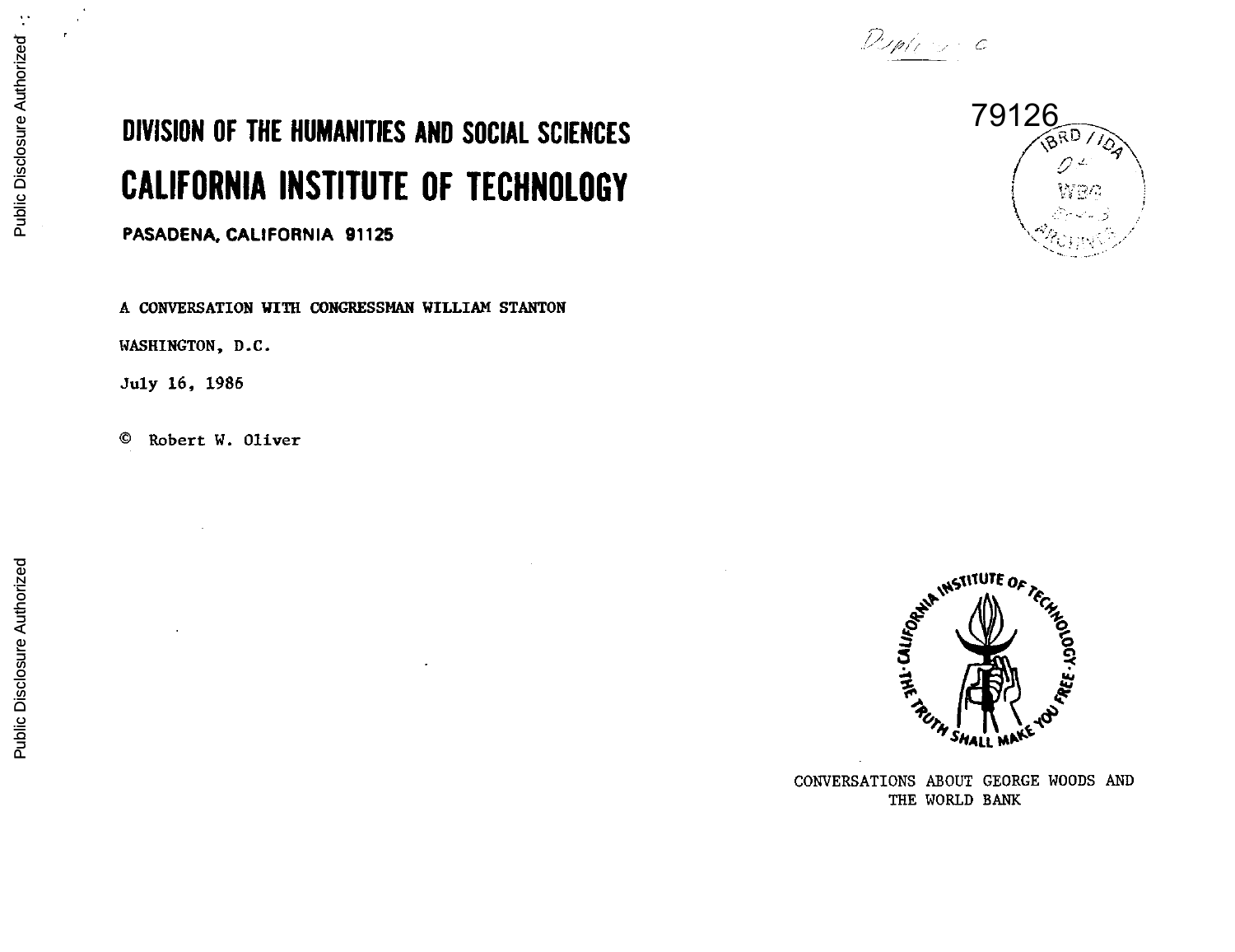# DIVISION OF THE HUMANITIES AND SOCIAL SCIENCES

# CALIFORNIA INSTITUTE OF TECHNOLOGY

**PASADENA, CALIFORNIA 91125**

79126

A CONVERSATION WITH CONGRESSMAN WILLIAM STANTON

WASHINGTON, D.C.

July 16, 1986

© Robert W. Oliver

CONVERSATIONS ABOUT GEORGE WOODS AND THE WORLD BANK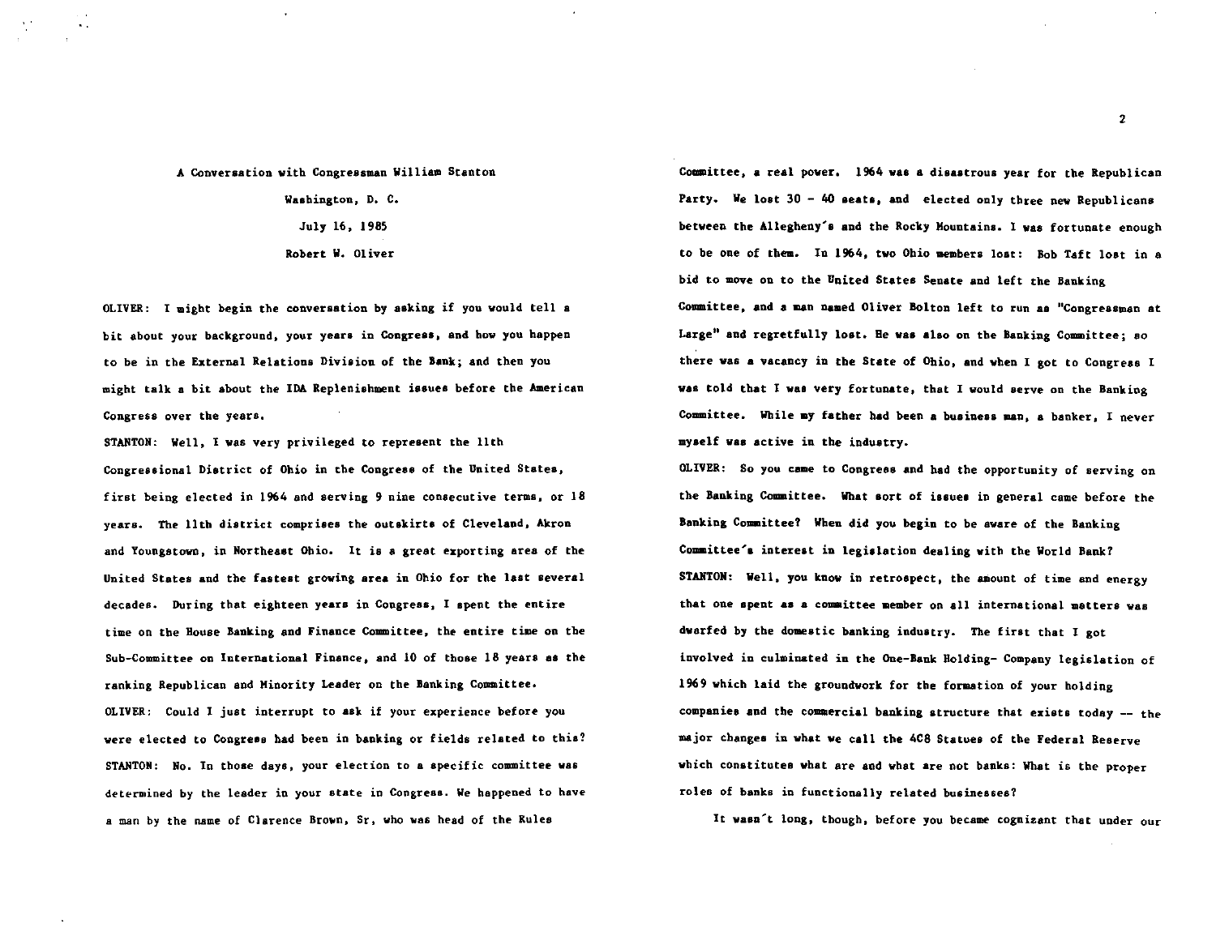A Conversation with Congressman William Stanton

Washington, D. C.

July 16, 1985

Robert W. Oliver

OLIVER: I might begin the conversation by asking if you would tell a bit about your background, your years in Congress, and how you happen to be in the External Relations Division of the Bank; and then you might talk a bit about the IDA Replenishment issues before the American Congress over the years.

STANTON: Well, I was very privileged to represent the 11th Congressional District of Ohio in the Congress of the United States, first being elected in 1964 and serving 9 nine consecutive terms, or 18 years. The 11th district comprises the outskirts of Cleveland, Akron and Youngstown, in Northeast Ohio. It is a great exporting area of the United States and the fastest growing area in Ohio for the last several decades. During that eighteen years in Congress, I spent the entire time on the House Banking and Finance Committee, the entire time on the Sub-Committee on International Finance, and 10 of those 18 years as the ranking Republican and Minority Leader on the Banking Committee.

OLIVER: Could I just interrupt to ask if your experience before you were elected to Congress had been in banking or fields related to this?

STANTON: No. In those days, your election to a specific committee was determined by the leader in your state in Congress. We happened to have a man by the name of Clarence Brown, Sr, who was head of the Rules Committee, a real power. 1964 was a disastrous year for the Republican Party. We lost 30 - 40 seats, and elected only three new Republicans between the Allegheny's and the Rocky Mountains. I was fortunate enough to be one of them. In 1964, two Ohio members lost: Bob Taft lost in a bid to move on to the United States Senate and left the Banking Committee, and a man named Oliver Bolton left to run as "Congressman at Large" and regretfully lost. He was also on the Banking Committee; so there was a vacancy in the State of Ohio, and when I got to Congress I was told that I was very fortunate, that I would serve on the Banking Committee. While my father had been a business man, a banker, I never myself was active in the industry.

OLIVER: So you came to Congress and had the opportunity of serving on the Banking Committee. What sort of issues in general came before the Banking Committee? When did you begin to be aware of the Banking Committee's interest in legislation dealing with the World Bank?

STANTON: Well, you know in retrospect, the amount of time and energy that one spent as a committee member on all international matters was dwarfed by the domestic banking industry. The first that I got involved in culminated in the One-Bank Holding- Company legislation of 1969 which laid the groundwork for the formation of your holding companies and the commercial banking structure that exists today -- the major changes in what we call the 4C8 Statues of the Federal Reserve which constitutes what are and what are not banks: What is the proper roles of banks in functionally related businesses?

It wasn't long, though, before you became cognizant that under our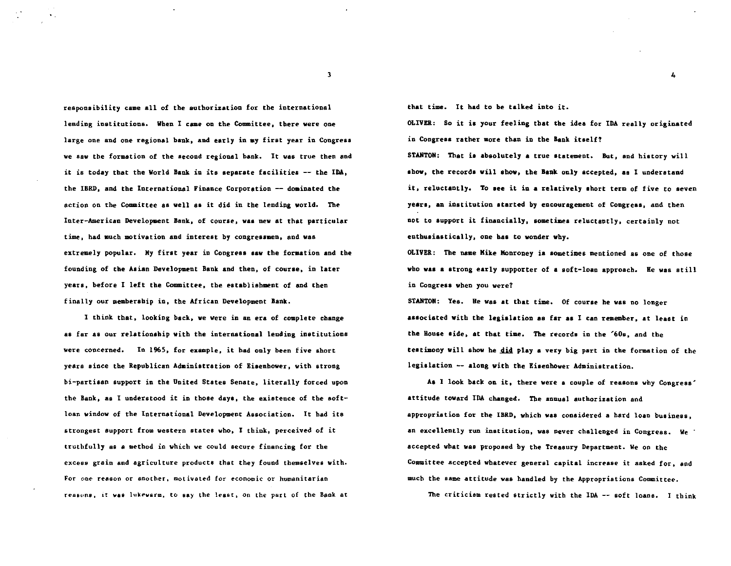responsibility came all of the authorization for the international lending institutions. When I came on the Committee, there were one large one and one regional bank, and early in my first year in Congress we saw the formation of the second regional bank. It was true then and it is today that the World Bank in its separate facilities -- the IDA, the IBRD, and the International Finance Corporation -- dominated the action on the Committee as well as it did in the lending world. The Inter-American Development Bank, of course, was new at that particular time, had much motivation and interest by congressmen, and was extremely popular. My first year in Congress saw the formation and the founding of the Asian Development Bank and then, of course, in later years, before I left the Committee, the establishment of and then finally our membership in, the African Development Bank.

I think that, looking back, we were in an era of complete change as far as our relationship with the international lending institutions were concerned. In 1965, for example, it had only been five short years since the Republican Administration of Eisenhower, with strong bi-partisan support in the United States Senate, literally forced upon the Bank, as I understood it in those days, the existence of the soft-loan window of the International Development Association. It had its strongest support from western states who, I think, perceived of it truthfully as a method in which we could secure financing for the excess grain and agriculture products that they found themselves with. For one reason or another, motivated for economic or humanitarian reasons, it was lukewarm, to say the least, on the part of the Bank at that time. It had to be talked into it.

OLIVER: So it is your feeling that the idea for IDA really originated in Congress rather more than in the Bank itself?

STANTON: That is absolutely a true statement. But, and history will show, the records will show, the Bank only accepted, as I understand it, reluctantly. To see it in a relatively short term of five to seven years, an institution started by encouragement of Congress, and then not to support it financially, sometimes reluctantly, certainly not enthusiastically, one has to wonder why.

OLIVER: The name Mike Monroney is sometimes mentioned as one of those who was a strong early supporter of a soft-loan approach. He was still in Congress when you were?

STANTON: Yes. He was at that time. Of course he was no longer associated with the legislation as far as I can remember, at least in the House side, at that time. The records in the '60s, and the testimony will show he _did_ play a very big part in the formation of the legislation -- along with the Eisenhower Administration.

As I look back on it, there were a couple of reasons why Congress' attitude toward IDA changed. The annual authorization and appropriation for the IBRD, which was considered a hard loan business, an excellently run institution, was never challenged in Congress. We accepted what was proposed by the Treasury Department. We on the Committee accepted whatever general capital increase it asked for, and much the same attitude was handled by the Appropriations Committee.

The criticism rested strictly with the IDA -- soft loans. I think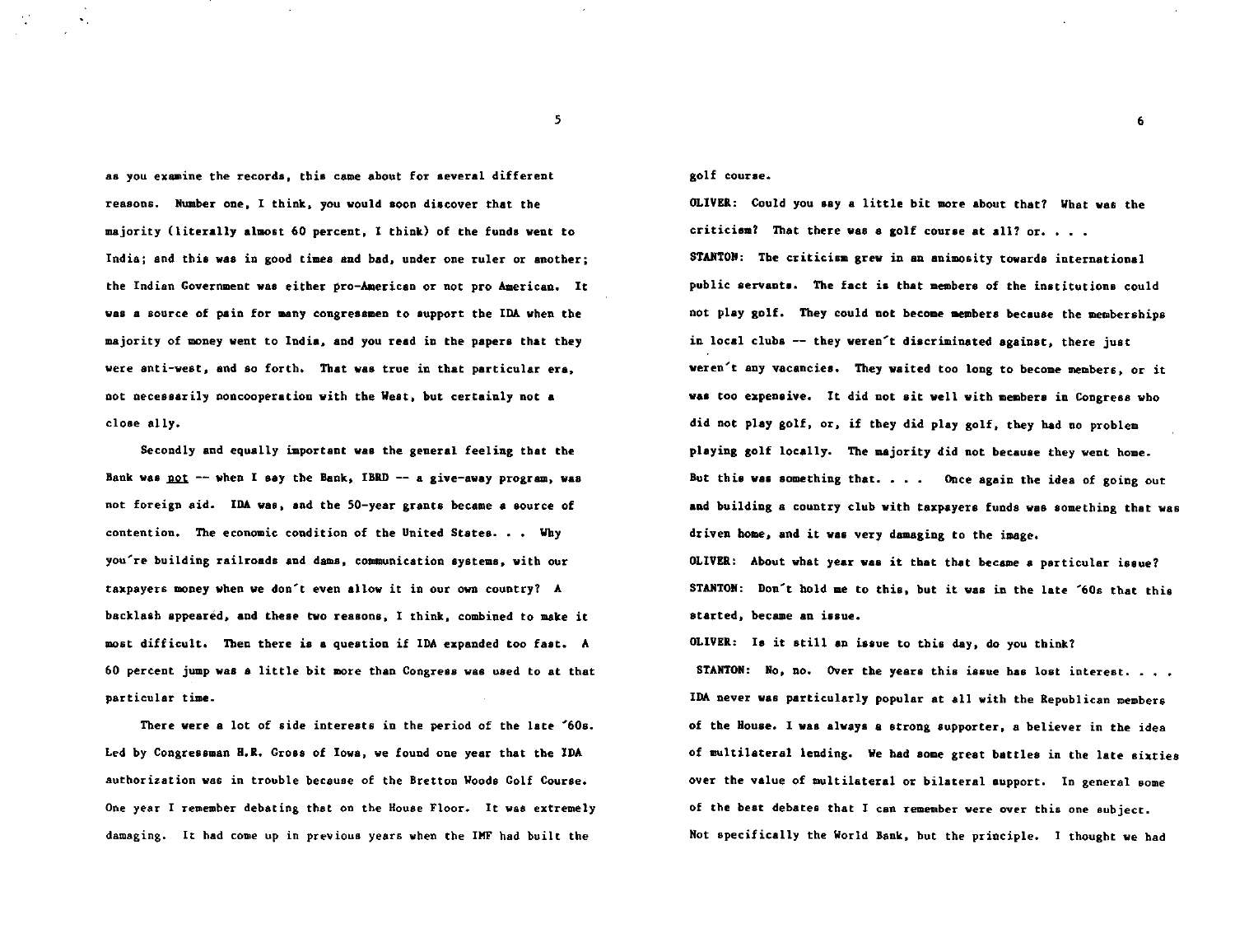as you examine the records, this came about for several different reasons. Number one, I think, you would soon discover that the majority (literally almost 60 percent, I think) of the funds went to India; and this was in good times and bad, under one ruler or another; the Indian Government was either pro-American or not pro American. It was a source of pain for many congressmen to support the IDA when the majority of money went to India, and you read in the papers that they were anti-west, and so forth. That was true in that particular era, not necessarily noncooperation with the West, but certainly not a close ally.

Secondly and equally important was the general feeling that the Bank was not -- when I say the Bank, IBRD -- a give-away program, was not foreign aid. IDA was, and the 50-year grants became a source of contention. The economic condition of the United States. . . Why you're building railroads and dams, communication systems, with our taxpayers money when we don't even allow it in our own country? A backlash appeared, and these two reasons, I think, combined to make it most difficult. Then there is a question if IDA expanded too fast. A 60 percent jump was a little bit more than Congress was used to at that particular time.

There were a lot of side interests in the period of the late '60s. Led by Congressman H.R. Gross of Iowa, we found one year that the IDA authorization was in trouble because of the Bretton Woods Golf Course. One year I remember debating that on the House Floor. It was extremely damaging. It had come up in previous years when the IMF had built the golf course.

OLIVER: Could you say a little bit more about that? What was the criticism? That there was a golf course at all? or. . . .

STANTON: The criticism grew in an animosity towards international public servants. The fact is that members of the institutions could not play golf. They could not become members because the memberships in local clubs -- they weren't discriminated against, there just weren't any vacancies. They waited too long to become members, or it was too expensive. It did not sit well with members in Congress who did not play golf, or, if they did play golf, they had no problem playing golf locally. The majority did not because they went home. But this was something that. . . . Once again the idea of going out and building a country club with taxpayers funds was something that was driven home, and it was very damaging to the image.

OLIVER: About what year was it that that became a particular issue?

STANTON: Don't hold me to this, but it was in the late '60s that this started, became an issue.

OLIVER: Is it still an issue to this day, do you think?

STANTON: No, no. Over the years this issue has lost interest. . . . IDA never was particularly popular at all with the Republican members of the House. I was always a strong supporter, a believer in the idea of multilateral lending. We had some great battles in the late sixties over the value of multilateral or bilateral support. In general some of the best debates that I can remember were over this one subject. Not specifically the World Bank, but the principle. I thought we had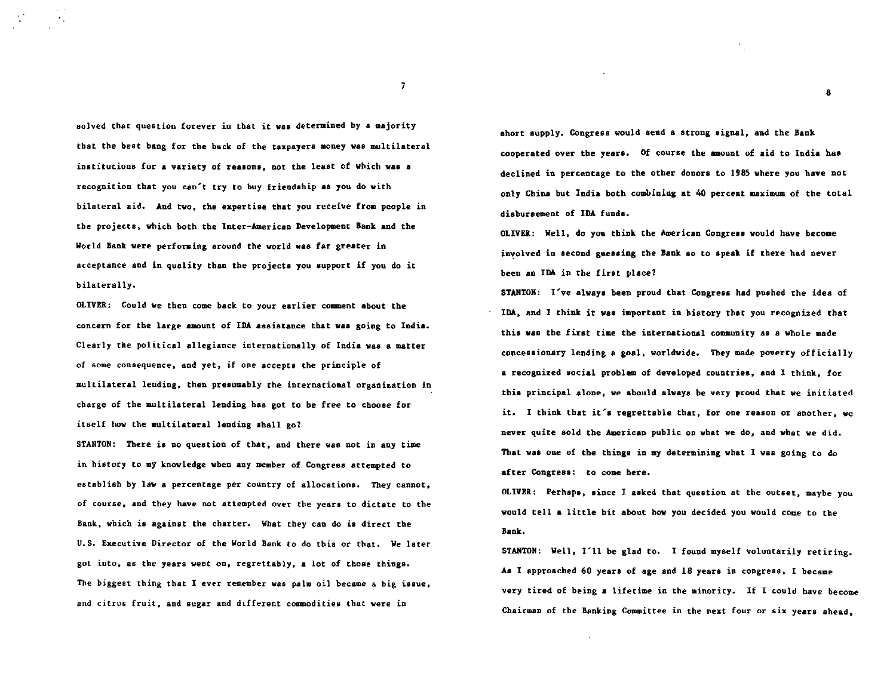solved that question forever in that it was determined by a majority that the best bang for the buck of the taxpayers money was multilateral institutions for a variety of reasons, not the least of which was a recognition that you can't try to buy friendship as you do with bilateral aid. And two, the expertise that you receive from people in the projects, which both the Inter-American Development Bank and the World Bank were performing around the world was far greater in acceptance and in quality than the projects you support if you do it bilaterally.

OLIVER: Could we then come back to your earlier comment about the concern for the large amount of IDA assistance that was going to India. Clearly the political allegiance internationally of India was a matter of some consequence, and yet, if one accepts the principle of multilateral lending, then presumably the international organization in charge of the multilateral lending has got to be free to choose for itself how the multilateral lending shall go?

STANTON: There is no question of that, and there was not in any time in history to my knowledge when any member of Congress attempted to establish by law a percentage per country of allocations. They cannot, of course, and they have not attempted over the years to dictate to the Bank, which is against the charter. What they can do is direct the U.S. Executive Director of the World Bank to do this or that. We later got into, as the years went on, regrettably, a lot of those things. The biggest thing that I ever remember was palm oil became a big issue, and citrus fruit, and sugar and different commodities that were in short supply. Congress would send a strong signal, and the Bank cooperated over the years. Of course the amount of aid to India has declined in percentage to the other donors to 1985 where you have not only China but India both combining at 40 percent maximum of the total disbursement of IDA funds.

OLIVER: Well, do you think the American Congress would have become involved in second guessing the Bank so to speak if there had never been an IDA in the first place?

STANTON: I've always been proud that Congress had pushed the idea of IDA, and I think it was important in history that you recognized that this was the first time the international community as a whole made concessionary lending a goal, worldwide. They made poverty officially a recognized social problem of developed countries, and I think, for this principal alone, we should always be very proud that we initiated it. I think that it's regrettable that, for one reason or another, we never quite sold the American public on what we do, and what we did. That was one of the things in my determining what I was going to do after Congress: to come here.

OLIVER: Perhaps, since I asked that question at the outset, maybe you would tell a little bit about how you decided you would come to the Bank.

STANTON: Well, I'll be glad to. I found myself voluntarily retiring. As I approached 60 years of age and 18 years in congress, I became very tired of being a lifetime in the minority. If I could have become Chairman of the Banking Committee in the next four or six years ahead,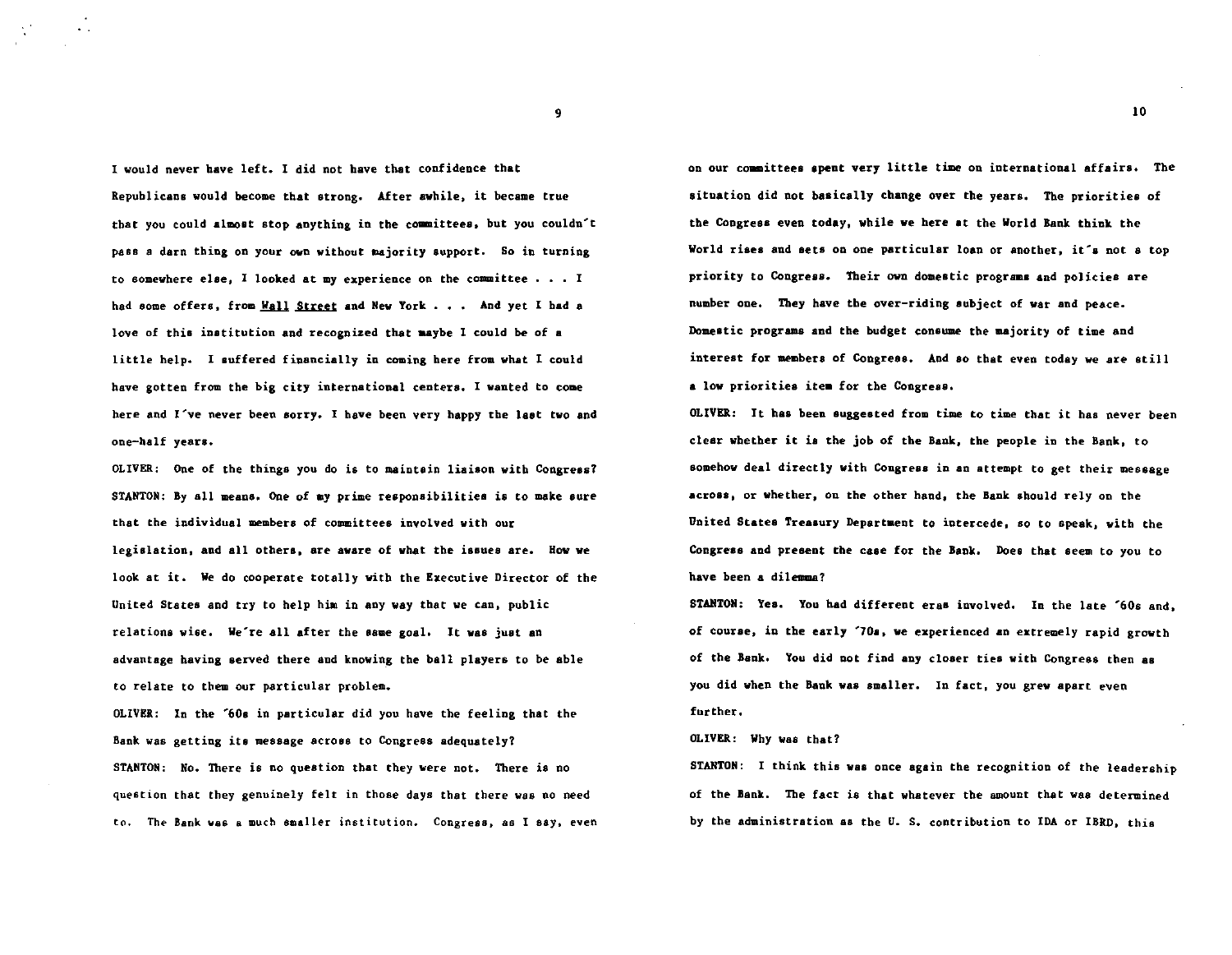I would never have left. I did not have that confidence that Republicans would become that strong. After awhile, it became true that you could almost stop anything in the committees, but you couldn't pass a darn thing on your own without majority support. So in turning to somewhere else, I looked at my experience on the committee . . . I had some offers, from Wall Street and New York . . . And yet I had a love of this institution and recognized that maybe I could be of a little help. I suffered financially in coming here from what I could have gotten from the big city international centers. I wanted to come here and I've never been sorry. I have been very happy the last two and one-half years.

OLIVER: One of the things you do is to maintain liaison with Congress?

STANTON: By all means. One of my prime responsibilities is to make sure that the individual members of committees involved with our legislation, and all others, are aware of what the issues are. How we look at it. We do cooperate totally with the Executive Director of the United States and try to help him in any way that we can, public relations wise. We're all after the same goal. It was just an advantage having served there and knowing the ball players to be able to relate to them our particular problem.

OLIVER: In the '60s in particular did you have the feeling that the Bank was getting its message across to Congress adequately?

STANTON: No. There is no question that they were not. There is no question that they genuinely felt in those days that there was no need to. The Bank was a much smaller institution. Congress, as I say, even on our committees spent very little time on international affairs. The situation did not basically change over the years. The priorities of the Congress even today, while we here at the World Bank think the World rises and sets on one particular loan or another, it's not a top priority to Congress. Their own domestic programs and policies are number one. They have the over-riding subject of war and peace. Domestic programs and the budget consume the majority of time and interest for members of Congress. And so that even today we are still a low priorities item for the Congress.

OLIVER: It has been suggested from time to time that it has never been clear whether it is the job of the Bank, the people in the Bank, to somehow deal directly with Congress in an attempt to get their message across, or whether, on the other hand, the Bank should rely on the United States Treasury Department to intercede, so to speak, with the Congress and present the case for the Bank. Does that seem to you to have been a dilemma?

STANTON: Yes. You had different eras involved. In the late '60s and, of course, in the early '70s, we experienced an extremely rapid growth of the Bank. You did not find any closer ties with Congress then as you did when the Bank was smaller. In fact, you grew apart even further.

OLIVER: Why was that?

STANTON: I think this was once again the recognition of the leadership of the Bank. The fact is that whatever the amount that was determined by the administration as the U. S. contribution to IDA or IBRD, this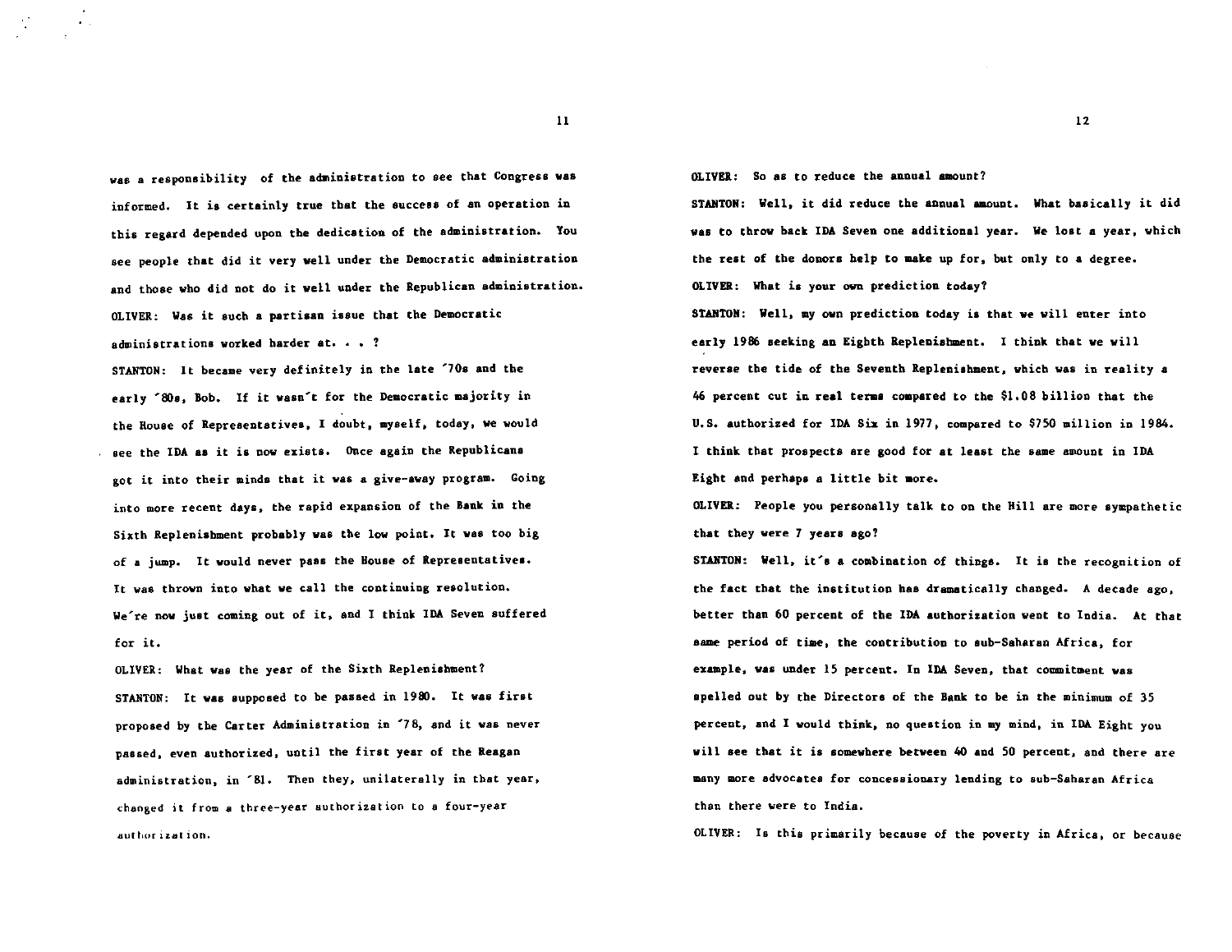was a responsibility of the administration to see that Congress was informed. It is certainly true that the success of an operation in this regard depended upon the dedication of the administration. You see people that did it very well under the Democratic administration and those who did not do it well under the Republican administration.

OLIVER: Was it such a partisan issue that the Democratic administrations worked harder at. . . ?

STANTON: It became very definitely in the late '70s and the early '80s, Bob. If it wasn't for the Democratic majority in the House of Representatives, I doubt, myself, today, we would see the IDA as it is now exists. Once again the Republicans got it into their minds that it was a give-away program. Going into more recent days, the rapid expansion of the Bank in the Sixth Replenishment probably was the low point. It was too big of a jump. It would never pass the House of Representatives. It was thrown into what we call the continuing resolution. We're now just coming out of it, and I think IDA Seven suffered for it.

OLIVER: What was the year of the Sixth Replenishment?

STANTON: It was supposed to be passed in 1980. It was first proposed by the Carter Administration in '78, and it was never passed, even authorized, until the first year of the Reagan administration, in '81. Then they, unilaterally in that year, changed it from a three-year authorization to a four-year authorization.

OLIVER: So as to reduce the annual amount?

STANTON: Well, it did reduce the annual amount. What basically it did was to throw back IDA Seven one additional year. We lost a year, which the rest of the donors help to make up for, but only to a degree.

OLIVER: What is your own prediction today?

STANTON: Well, my own prediction today is that we will enter into early 1986 seeking an Eighth Replenishment. I think that we will reverse the tide of the Seventh Replenishment, which was in reality a 46 percent cut in real terms compared to the $1.08 billion that the U.S. authorized for IDA Six in 1977, compared to $750 million in 1984. I think that prospects are good for at least the same amount in IDA Eight and perhaps a little bit more.

OLIVER: People you personally talk to on the Hill are more sympathetic that they were 7 years ago?

STANTON: Well, it's a combination of things. It is the recognition of the fact that the institution has dramatically changed. A decade ago, better than 60 percent of the IDA authorization went to India. At that same period of time, the contribution to sub-Saharan Africa, for example, was under 15 percent. In IDA Seven, that commitment was spelled out by the Directors of the Bank to be in the minimum of 35 percent, and I would think, no question in my mind, in IDA Eight you will see that it is somewhere between 40 and 50 percent, and there are many more advocates for concessionary lending to sub-Saharan Africa than there were to India.

OLIVER: Is this primarily because of the poverty in Africa, or because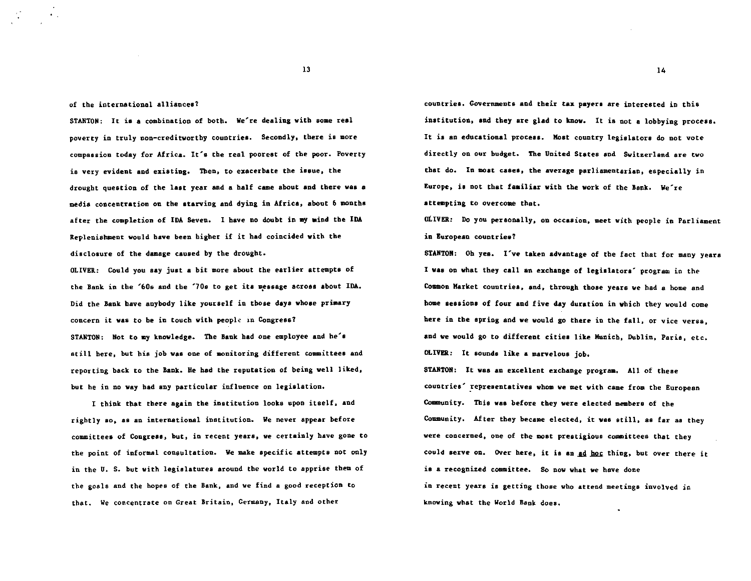of the international alliances?

STANTON: It is a combination of both. We're dealing with some real poverty in truly non-creditworthy countries. Secondly, there is more compassion today for Africa. It's the real poorest of the poor. Poverty is very evident and existing. Then, to exacerbate the issue, the drought question of the last year and a half came about and there was a media concentration on the starving and dying in Africa, about 6 months after the completion of IDA Seven. I have no doubt in my mind the IDA Replenishment would have been higher if it had coincided with the disclosure of the damage caused by the drought.

OLIVER: Could you say just a bit more about the earlier attempts of the Bank in the '60s and the '70s to get its message across about IDA. Did the Bank have anybody like yourself in those days whose primary concern it was to be in touch with people in Congress?

STANTON: Not to my knowledge. The Bank had one employee and he's still here, but his job was one of monitoring different committees and reporting back to the Bank. He had the reputation of being well liked, but he in no way had any particular influence on legislation.

I think that there again the institution looks upon itself, and rightly so, as an international institution. We never appear before committees of Congress, but, in recent years, we certainly have gone to the point of informal consultation. We make specific attempts not only in the U. S. but with legislatures around the world to apprise them of the goals and the hopes of the Bank, and we find a good reception to that. We concentrate on Great Britain, Germany, Italy and other countries. Governments and their tax payers are interested in this institution, and they are glad to know. It is not a lobbying process. It is an educational process. Most country legislators do not vote directly on our budget. The United States and Switzerland are two that do. In most cases, the average parliamentarian, especially in Europe, is not that familiar with the work of the Bank. We're attempting to overcome that.

OLIVER: Do you personally, on occasion, meet with people in Parliament in European countries?

STANTON: Oh yes. I've taken advantage of the fact that for many years I was on what they call an exchange of legislators' program in the Common Market countries, and, through those years we had a home and home sessions of four and five day duration in which they would come here in the spring and we would go there in the fall, or vice versa, and we would go to different cities like Munich, Dublin, Paris, etc.

OLIVER: It sounds like a marvelous job.

STANTON: It was an excellent exchange program. All of these countries' representatives whom we met with came from the European Community. This was before they were elected members of the Community. After they became elected, it was still, as far as they were concerned, one of the most prestigious committees that they could serve on. Over here, it is an _ad hoc_ thing, but over there it is a recognized committee. So now what we have done in recent years is getting those who attend meetings involved in knowing what the World Bank does.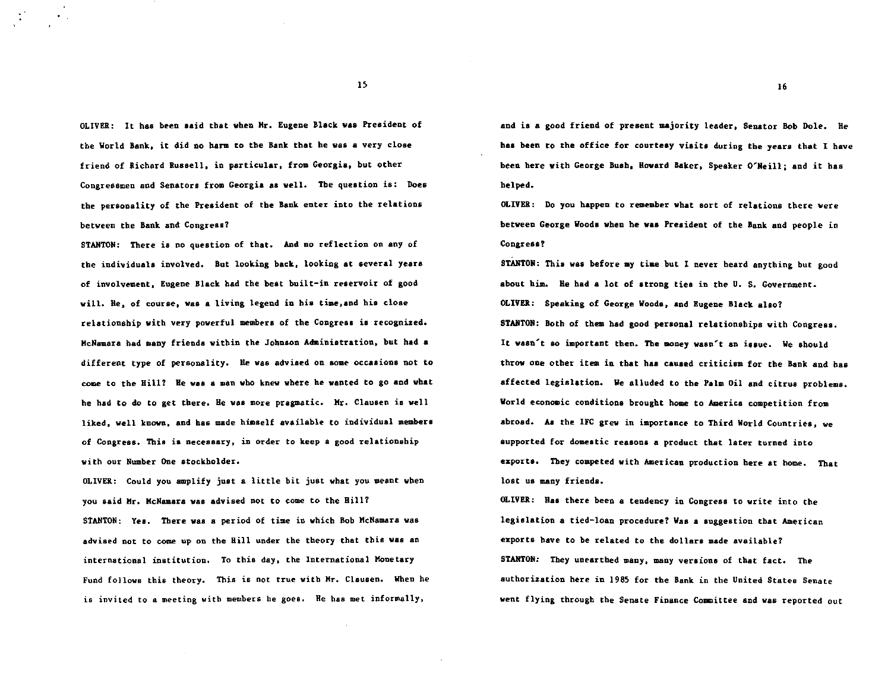OLIVER: It has been said that when Mr. Eugene Black was President of the World Bank, it did no harm to the Bank that he was a very close friend of Richard Russell, in particular, from Georgia, but other Congressmen and Senators from Georgia as well. The question is: Does the personality of the President of the Bank enter into the relations between the Bank and Congress?

STANTON: There is no question of that. And no reflection on any of the individuals involved. But looking back, looking at several years of involvement, Eugene Black had the best built-in reservoir of good will. He, of course, was a living legend in his time,and his close relationship with very powerful members of the Congress is recognized. McNamara had many friends within the Johnson Administration, but had a different type of personality. He was advised on some occasions not to come to the Hill? He was a man who knew where he wanted to go and what he had to do to get there. He was more pragmatic. Mr. Clausen is well liked, well known, and has made himself available to individual members of Congress. This is necessary, in order to keep a good relationship with our Number One stockholder.

OLIVER: Could you amplify just a little bit just what you meant when you said Mr. McNamara was advised not to come to the Hill?

STANTON: Yes. There was a period of time in which Bob McNamara was advised not to come up on the Hill under the theory that this was an international institution. To this day, the International Monetary Fund follows this theory. This is not true with Mr. Clausen. When he is invited to a meeting with members he goes. He has met informally, and is a good friend of present majority leader, Senator Bob Dole. He has been to the office for courtesy visits during the years that I have been here with George Bush, Howard Baker, Speaker O'Neill; and it has helped.

OLIVER: Do you happen to remember what sort of relations there were between George Woods when he was President of the Bank and people in Congress?

STANTON: This was before my time but I never heard anything but good about him. He had a lot of strong ties in the U. S. Government.

OLIVER: Speaking of George Woods, and Eugene Black also?

STANTON: Both of them had good personal relationships with Congress. It wasn't so important then. The money wasn't an issue. We should throw one other item in that has caused criticism for the Bank and has affected legislation. We alluded to the Palm Oil and citrus problems. World economic conditions brought home to America competition from abroad. As the IFC grew in importance to Third World Countries, we supported for domestic reasons a product that later turned into exports. They competed with American production here at home. That lost us many friends.

OLIVER: Has there been a tendency in Congress to write into the legislation a tied-loan procedure? Was a suggestion that American exports have to be related to the dollars made available?

STANTON: They unearthed many, many versions of that fact. The authorization here in 1985 for the Bank in the United States Senate went flying through the Senate Finance Committee and was reported out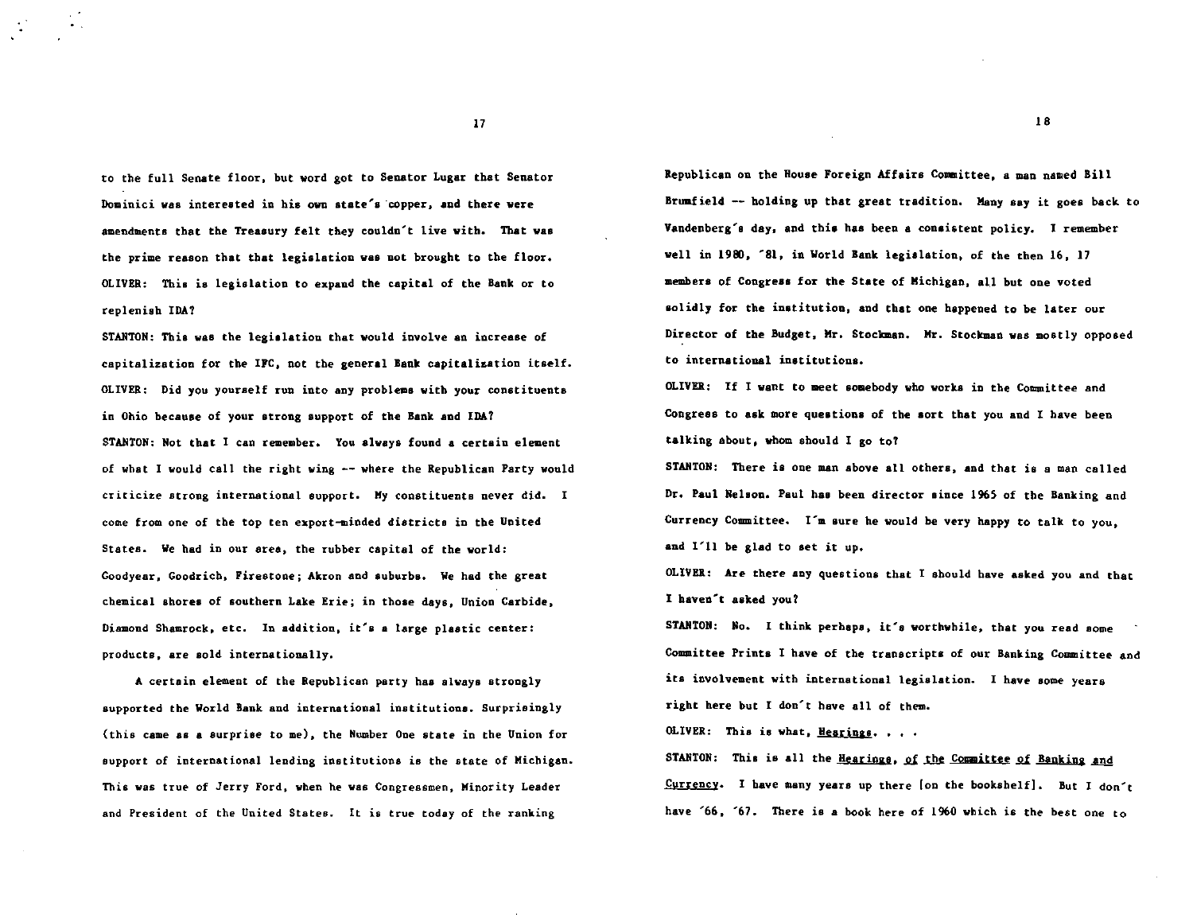to the full Senate floor, but word got to Senator Lugar that Senator Dominici was interested in his own state's copper, and there were amendments that the Treasury felt they couldn't live with. That was the prime reason that that legislation was not brought to the floor.

OLIVER: This is legislation to expand the capital of the Bank or to replenish IDA?

STANTON: This was the legislation that would involve an increase of capitalization for the IFC, not the general Bank capitalization itself.

OLIVER: Did you yourself run into any problems with your constituents in Ohio because of your strong support of the Bank and IDA?

STANTON: Not that I can remember. You always found a certain element of what I would call the right wing -- where the Republican Party would criticize strong international support. My constituents never did. I come from one of the top ten export-minded districts in the United States. We had in our area, the rubber capital of the world: Goodyear, Goodrich, Firestone; Akron and suburbs. We had the great chemical shores of southern Lake Erie; in those days, Union Carbide, Diamond Shamrock, etc. In addition, it's a large plastic center: products, are sold internationally.

A certain element of the Republican party has always strongly supported the World Bank and international institutions. Surprisingly (this came as a surprise to me), the Number One state in the Union for support of international lending institutions is the state of Michigan. This was true of Jerry Ford, when he was Congressmen, Minority Leader and President of the United States. It is true today of the ranking Republican on the House Foreign Affairs Committee, a man named Bill Brumfield -- holding up that great tradition. Many say it goes back to Vandenberg's day, and this has been a consistent policy. I remember well in 1980, '81, in World Bank legislation, of the then 16, 17 members of Congress for the State of Michigan, all but one voted solidly for the institution, and that one happened to be later our Director of the Budget, Mr. Stockman. Mr. Stockman was mostly opposed to international institutions.

OLIVER: If I want to meet somebody who works in the Committee and Congress to ask more questions of the sort that you and I have been talking about, whom should I go to?

STANTON: There is one man above all others, and that is a man called Dr. Paul Nelson. Paul has been director since 1965 of the Banking and Currency Committee. I'm sure he would be very happy to talk to you, and I'll be glad to set it up.

OLIVER: Are there any questions that I should have asked you and that I haven't asked you?

STANTON: No. I think perhaps, it's worthwhile, that you read some Committee Prints I have of the transcripts of our Banking Committee and its involvement with international legislation. I have some years right here but I don't have all of them.

OLIVER: This is what, Hearings. . . .

STANTON: This is all the Hearings, of the Committee of Banking and Currency. I have many years up there [on the bookshelf]. But I don't have '66, '67. There is a book here of 1960 which is the best one to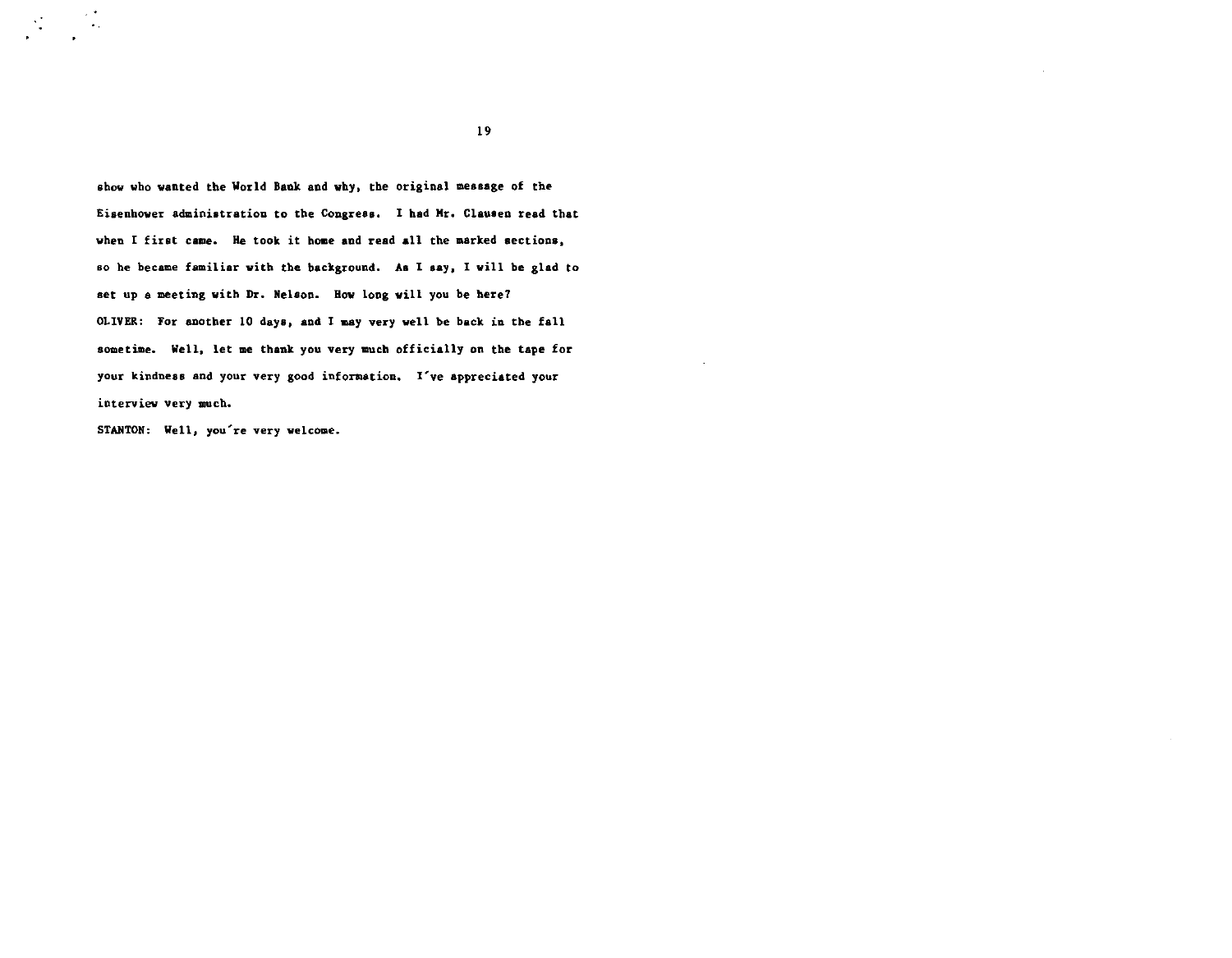show who wanted the World Bank and why, the original message of the Eisenhower administration to the Congress. I had Mr. Clausen read that when I first came. He took it home and read all the marked sections, so he became familiar with the background. As I say, I will be glad to set up a meeting with Dr. Nelson. How long will you be here?

OLIVER: For another 10 days, and I may very well be back in the fall sometime. Well, let me thank you very much officially on the tape for your kindness and your very good information. I've appreciated your interview very much.

STANTON: Well, you're very welcome.